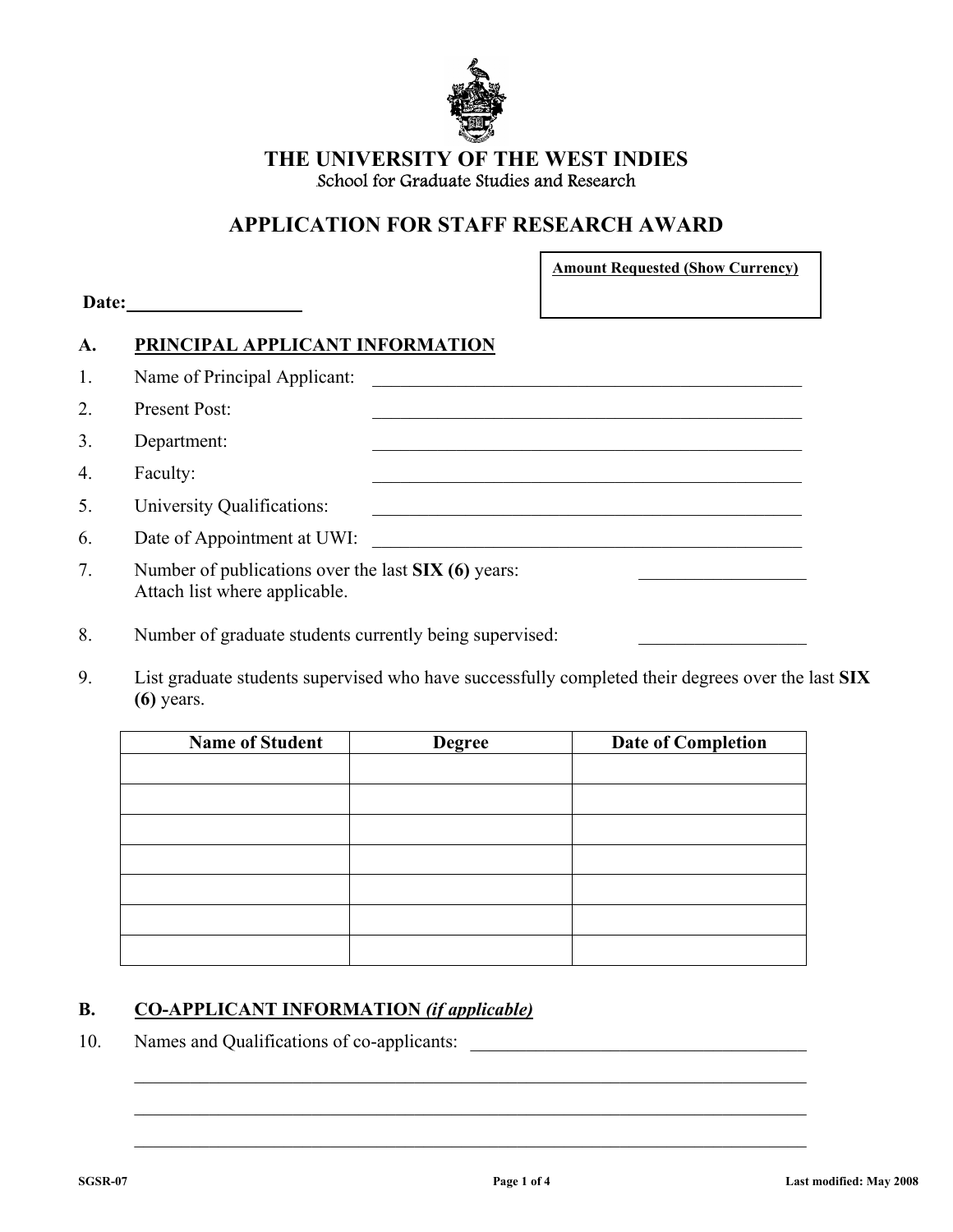# THE UNIVERSITY OF THE WEST INDIES

School for Graduate Studies and Research

## APPLICATION FOR STAFF RESEARCH AWARD

| **Amount Requested (Show Currency)** |
|---|
| |

**Date:** ___________________

## A. PRINCIPAL APPLICANT INFORMATION

1. Name of Principal Applicant: ________________________________________________
2. Present Post: ________________________________________________
3. Department: ________________________________________________
4. Faculty: ________________________________________________
5. University Qualifications: ________________________________________________
6. Date of Appointment at UWI: ________________________________________________
7. Number of publications over the last **SIX (6)** years: __________________
   Attach list where applicable.
8. Number of graduate students currently being supervised: __________________
9. List graduate students supervised who have successfully completed their degrees over the last **SIX (6)** years.

| Name of Student | Degree | Date of Completion |
|---|---|---|
| | | |
| | | |
| | | |
| | | |
| | | |
| | | |
| | | |

## B. CO-APPLICANT INFORMATION *(if applicable)*

10. Names and Qualifications of co-applicants: ______________________________________

________________________________________________________________________________

________________________________________________________________________________

________________________________________________________________________________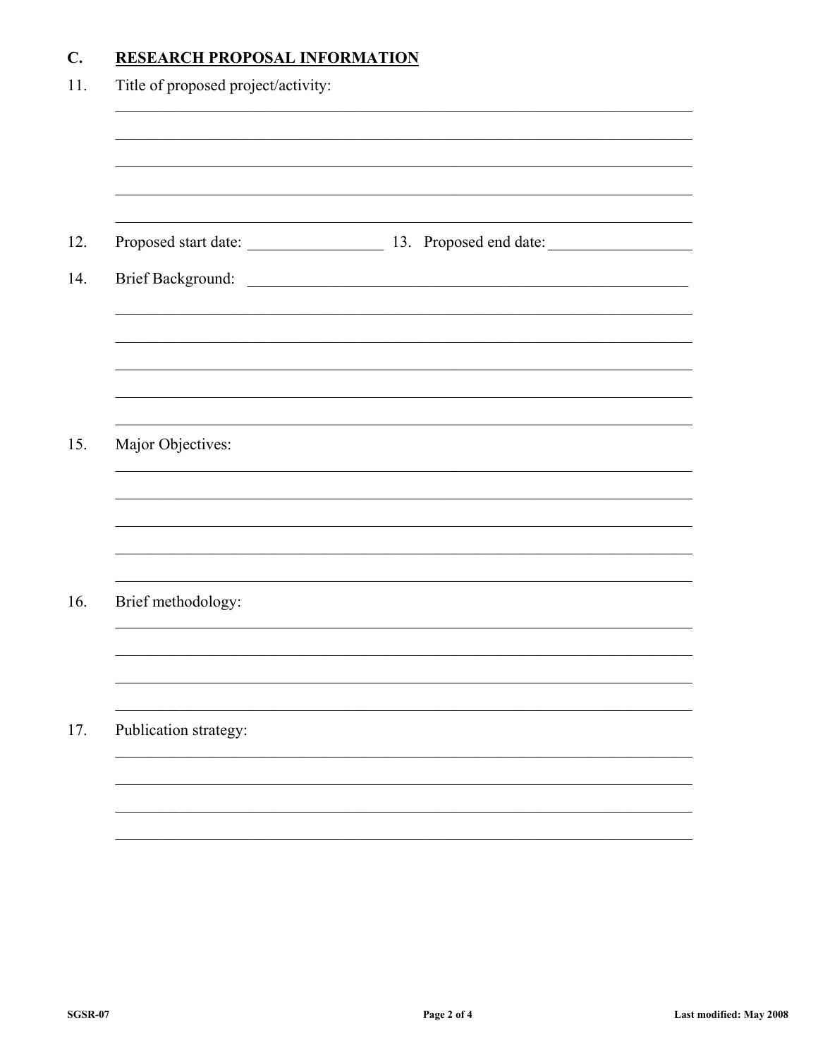## C. RESEARCH PROPOSAL INFORMATION

11. Title of proposed project/activity:

_______________________________________________________________________________

_______________________________________________________________________________

_______________________________________________________________________________

_______________________________________________________________________________

_______________________________________________________________________________

12. Proposed start date: _________________ 13. Proposed end date: __________________

14. Brief Background: _________________________________________________________

_______________________________________________________________________________

_______________________________________________________________________________

_______________________________________________________________________________

_______________________________________________________________________________

_______________________________________________________________________________

15. Major Objectives:

_______________________________________________________________________________

_______________________________________________________________________________

_______________________________________________________________________________

_______________________________________________________________________________

_______________________________________________________________________________

16. Brief methodology:

_______________________________________________________________________________

_______________________________________________________________________________

_______________________________________________________________________________

_______________________________________________________________________________

17. Publication strategy:

_______________________________________________________________________________

_______________________________________________________________________________

_______________________________________________________________________________

_______________________________________________________________________________

SGSR-07 Last modified: May 2008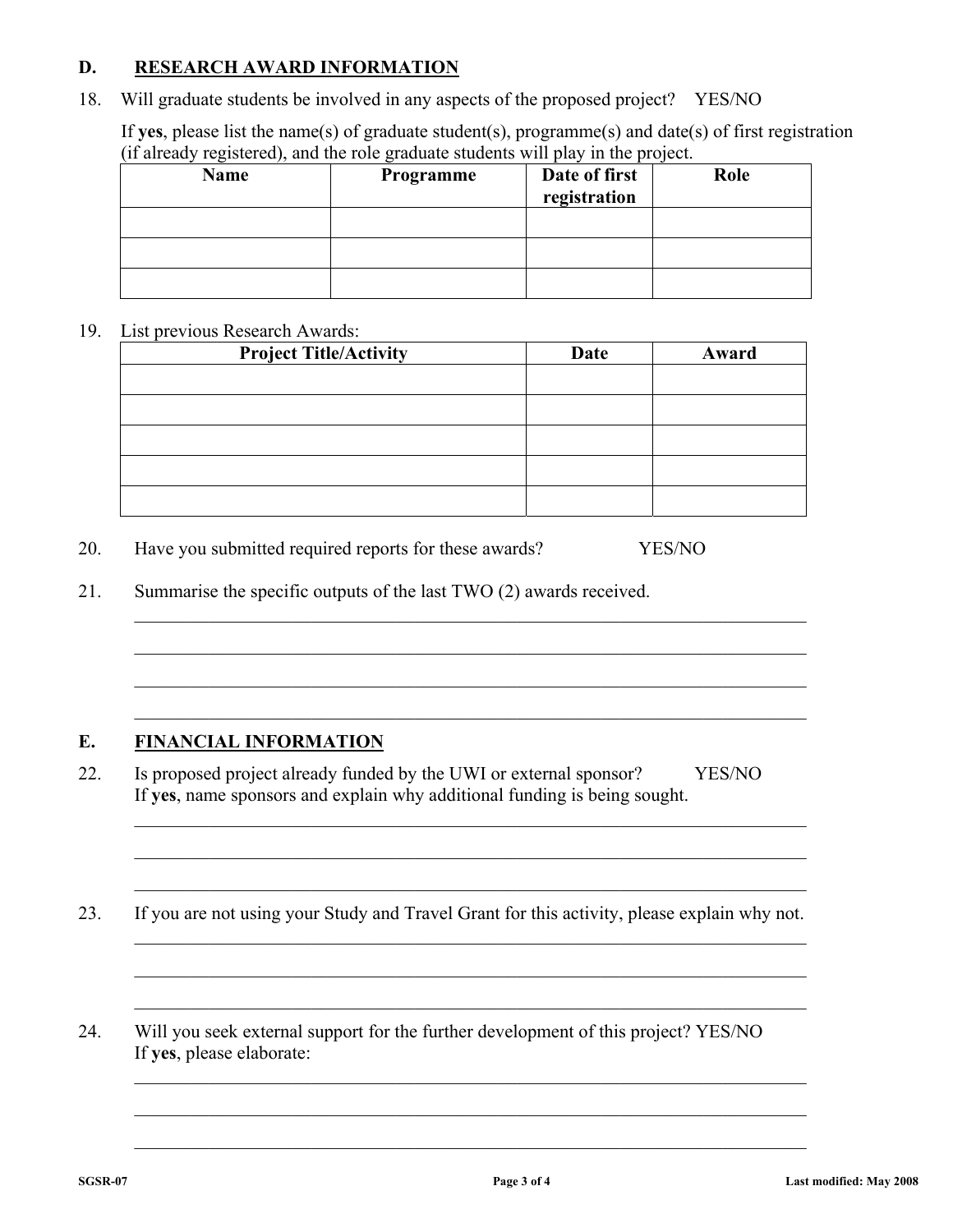## D. RESEARCH AWARD INFORMATION

18. Will graduate students be involved in any aspects of the proposed project? YES/NO

    If **yes**, please list the name(s) of graduate student(s), programme(s) and date(s) of first registration (if already registered), and the role graduate students will play in the project.

| Name | Programme | Date of first registration | Role |
|---|---|---|---|
| | | | |
| | | | |
| | | | |

19. List previous Research Awards:

| Project Title/Activity | Date | Award |
|---|---|---|
| | | |
| | | |
| | | |
| | | |
| | | |

20. Have you submitted required reports for these awards? YES/NO

21. Summarise the specific outputs of the last TWO (2) awards received.

    ______________________________________________________________________

    ______________________________________________________________________

    ______________________________________________________________________

    ______________________________________________________________________

## E. FINANCIAL INFORMATION

22. Is proposed project already funded by the UWI or external sponsor? YES/NO
    If **yes**, name sponsors and explain why additional funding is being sought.

    ______________________________________________________________________

    ______________________________________________________________________

    ______________________________________________________________________

23. If you are not using your Study and Travel Grant for this activity, please explain why not.

    ______________________________________________________________________

    ______________________________________________________________________

    ______________________________________________________________________

24. Will you seek external support for the further development of this project? YES/NO
    If **yes**, please elaborate:

    ______________________________________________________________________

    ______________________________________________________________________

    ______________________________________________________________________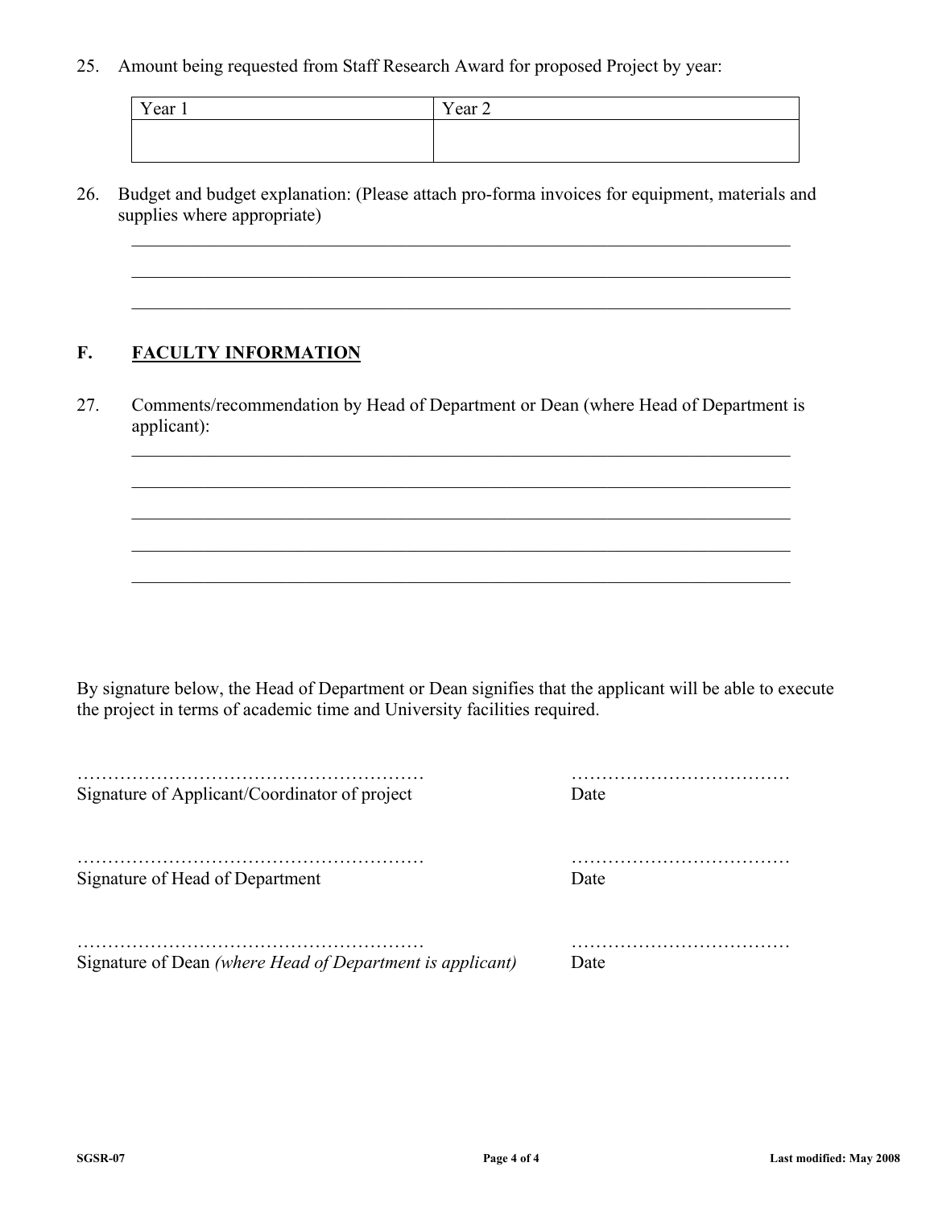25. Amount being requested from Staff Research Award for proposed Project by year:

| Year 1 | Year 2 |
| --- | --- |
| | |

26. Budget and budget explanation: (Please attach pro-forma invoices for equipment, materials and supplies where appropriate)

\_\_\_\_\_\_\_\_\_\_\_\_\_\_\_\_\_\_\_\_\_\_\_\_\_\_\_\_\_\_\_\_\_\_\_\_\_\_\_\_\_\_\_\_\_\_\_\_\_\_\_\_\_\_\_\_\_\_\_\_\_\_\_\_\_\_\_\_\_\_

\_\_\_\_\_\_\_\_\_\_\_\_\_\_\_\_\_\_\_\_\_\_\_\_\_\_\_\_\_\_\_\_\_\_\_\_\_\_\_\_\_\_\_\_\_\_\_\_\_\_\_\_\_\_\_\_\_\_\_\_\_\_\_\_\_\_\_\_\_\_

\_\_\_\_\_\_\_\_\_\_\_\_\_\_\_\_\_\_\_\_\_\_\_\_\_\_\_\_\_\_\_\_\_\_\_\_\_\_\_\_\_\_\_\_\_\_\_\_\_\_\_\_\_\_\_\_\_\_\_\_\_\_\_\_\_\_\_\_\_\_

## F. <u>FACULTY INFORMATION</u>

27. Comments/recommendation by Head of Department or Dean (where Head of Department is applicant):

\_\_\_\_\_\_\_\_\_\_\_\_\_\_\_\_\_\_\_\_\_\_\_\_\_\_\_\_\_\_\_\_\_\_\_\_\_\_\_\_\_\_\_\_\_\_\_\_\_\_\_\_\_\_\_\_\_\_\_\_\_\_\_\_\_\_\_\_\_\_

\_\_\_\_\_\_\_\_\_\_\_\_\_\_\_\_\_\_\_\_\_\_\_\_\_\_\_\_\_\_\_\_\_\_\_\_\_\_\_\_\_\_\_\_\_\_\_\_\_\_\_\_\_\_\_\_\_\_\_\_\_\_\_\_\_\_\_\_\_\_

\_\_\_\_\_\_\_\_\_\_\_\_\_\_\_\_\_\_\_\_\_\_\_\_\_\_\_\_\_\_\_\_\_\_\_\_\_\_\_\_\_\_\_\_\_\_\_\_\_\_\_\_\_\_\_\_\_\_\_\_\_\_\_\_\_\_\_\_\_\_

\_\_\_\_\_\_\_\_\_\_\_\_\_\_\_\_\_\_\_\_\_\_\_\_\_\_\_\_\_\_\_\_\_\_\_\_\_\_\_\_\_\_\_\_\_\_\_\_\_\_\_\_\_\_\_\_\_\_\_\_\_\_\_\_\_\_\_\_\_\_

\_\_\_\_\_\_\_\_\_\_\_\_\_\_\_\_\_\_\_\_\_\_\_\_\_\_\_\_\_\_\_\_\_\_\_\_\_\_\_\_\_\_\_\_\_\_\_\_\_\_\_\_\_\_\_\_\_\_\_\_\_\_\_\_\_\_\_\_\_\_

By signature below, the Head of Department or Dean signifies that the applicant will be able to execute the project in terms of academic time and University facilities required.

……………………………………………… ………………………………
Signature of Applicant/Coordinator of project Date

……………………………………………… ………………………………
Signature of Head of Department Date

……………………………………………… ………………………………
Signature of Dean *(where Head of Department is applicant)* Date